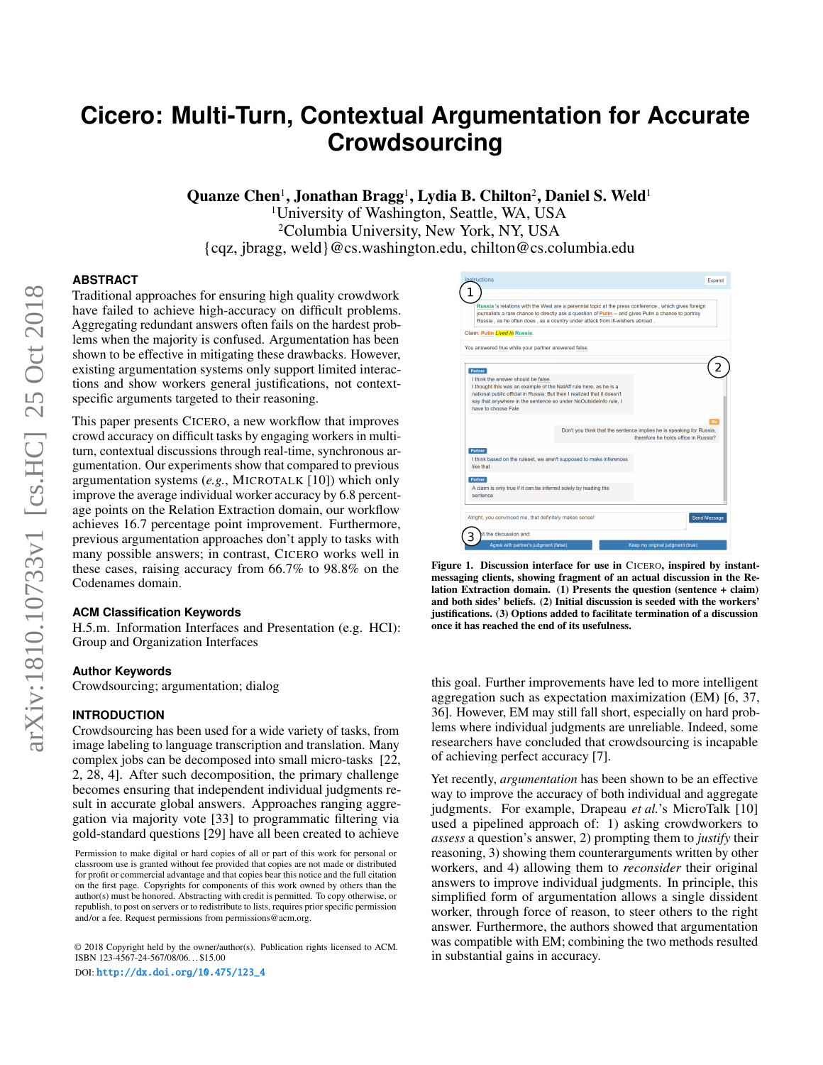# Cicero: Multi-Turn, Contextual Argumentation for Accurate Crowdsourcing

**Quanze Chen**[1], **Jonathan Bragg**[1], **Lydia B. Chilton**[2], **Daniel S. Weld**[1]
[1]University of Washington, Seattle, WA, USA
[2]Columbia University, New York, NY, USA
{cqz, jbragg, weld}@cs.washington.edu, chilton@cs.columbia.edu

## ABSTRACT

Traditional approaches for ensuring high quality crowdwork have failed to achieve high-accuracy on difficult problems. Aggregating redundant answers often fails on the hardest problems when the majority is confused. Argumentation has been shown to be effective in mitigating these drawbacks. However, existing argumentation systems only support limited interactions and show workers general justifications, not context-specific arguments targeted to their reasoning.

This paper presents CICERO, a new workflow that improves crowd accuracy on difficult tasks by engaging workers in multi-turn, contextual discussions through real-time, synchronous argumentation. Our experiments show that compared to previous argumentation systems (*e.g.*, MICROTALK [10]) which only improve the average individual worker accuracy by 6.8 percentage points on the Relation Extraction domain, our workflow achieves 16.7 percentage point improvement. Furthermore, previous argumentation approaches don't apply to tasks with many possible answers; in contrast, CICERO works well in these cases, raising accuracy from 66.7% to 98.8% on the Codenames domain.

### ACM Classification Keywords

H.5.m. Information Interfaces and Presentation (e.g. HCI): Group and Organization Interfaces

### Author Keywords

Crowdsourcing; argumentation; dialog

## INTRODUCTION

Crowdsourcing has been used for a wide variety of tasks, from image labeling to language transcription and translation. Many complex jobs can be decomposed into small micro-tasks [22, 2, 28, 4]. After such decomposition, the primary challenge becomes ensuring that independent individual judgments result in accurate global answers. Approaches ranging aggregation via majority vote [33] to programmatic filtering via gold-standard questions [29] have all been created to achieve this goal. Further improvements have led to more intelligent aggregation such as expectation maximization (EM) [6, 37, 36]. However, EM may still fall short, especially on hard problems where individual judgments are unreliable. Indeed, some researchers have concluded that crowdsourcing is incapable of achieving perfect accuracy [7].

Yet recently, *argumentation* has been shown to be an effective way to improve the accuracy of both individual and aggregate judgments. For example, Drapeau *et al.*'s MicroTalk [10] used a pipelined approach of: 1) asking crowdworkers to *assess* a question's answer, 2) prompting them to *justify* their reasoning, 3) showing them counterarguments written by other workers, and 4) allowing them to *reconsider* their original answers to improve individual judgments. In principle, this simplified form of argumentation allows a single dissident worker, through force of reason, to steer others to the right answer. Furthermore, the authors showed that argumentation was compatible with EM; combining the two methods resulted in substantial gains in accuracy.

**Figure 1. Discussion interface for use in CICERO, inspired by instant-messaging clients, showing fragment of an actual discussion in the Relation Extraction domain. (1) Presents the question (sentence + claim) and both sides' beliefs. (2) Initial discussion is seeded with the workers' justifications. (3) Options added to facilitate termination of a discussion once it has reached the end of its usefulness.**

Permission to make digital or hard copies of all or part of this work for personal or classroom use is granted without fee provided that copies are not made or distributed for profit or commercial advantage and that copies bear this notice and the full citation on the first page. Copyrights for components of this work owned by others than the author(s) must be honored. Abstracting with credit is permitted. To copy otherwise, or republish, to post on servers or to redistribute to lists, requires prior specific permission and/or a fee. Request permissions from permissions@acm.org.

© 2018 Copyright held by the owner/author(s). Publication rights licensed to ACM.
ISBN 123-4567-24-567/08/06. . . $15.00

DOI: http://dx.doi.org/10.475/123_4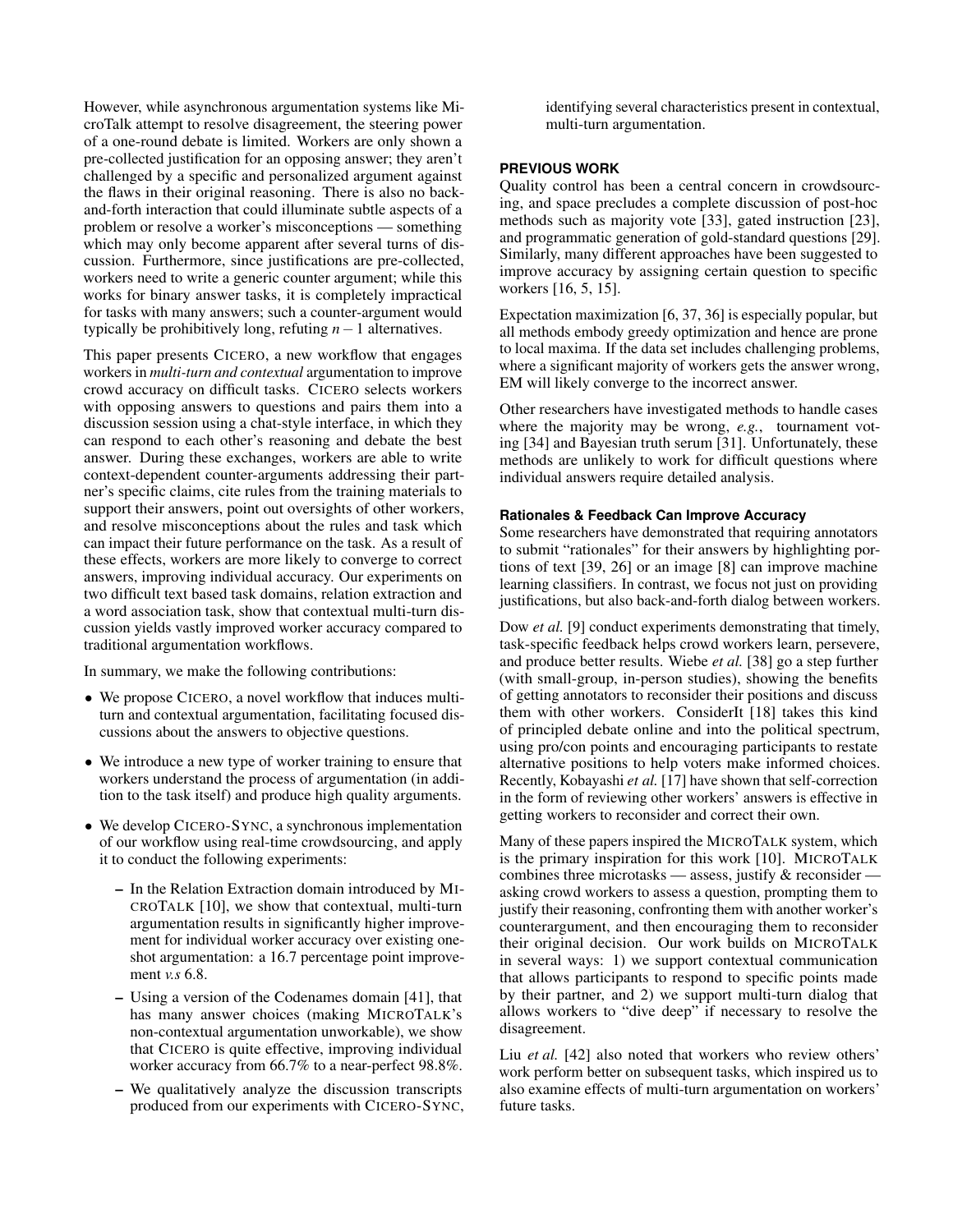However, while asynchronous argumentation systems like MicroTalk attempt to resolve disagreement, the steering power of a one-round debate is limited. Workers are only shown a pre-collected justification for an opposing answer; they aren't challenged by a specific and personalized argument against the flaws in their original reasoning. There is also no back-and-forth interaction that could illuminate subtle aspects of a problem or resolve a worker's misconceptions — something which may only become apparent after several turns of discussion. Furthermore, since justifications are pre-collected, workers need to write a generic counter argument; while this works for binary answer tasks, it is completely impractical for tasks with many answers; such a counter-argument would typically be prohibitively long, refuting $n-1$ alternatives.

This paper presents CICERO, a new workflow that engages workers in *multi-turn and contextual* argumentation to improve crowd accuracy on difficult tasks. CICERO selects workers with opposing answers to questions and pairs them into a discussion session using a chat-style interface, in which they can respond to each other's reasoning and debate the best answer. During these exchanges, workers are able to write context-dependent counter-arguments addressing their partner's specific claims, cite rules from the training materials to support their answers, point out oversights of other workers, and resolve misconceptions about the rules and task which can impact their future performance on the task. As a result of these effects, workers are more likely to converge to correct answers, improving individual accuracy. Our experiments on two difficult text based task domains, relation extraction and a word association task, show that contextual multi-turn discussion yields vastly improved worker accuracy compared to traditional argumentation workflows.

In summary, we make the following contributions:

- We propose CICERO, a novel workflow that induces multi-turn and contextual argumentation, facilitating focused discussions about the answers to objective questions.
- We introduce a new type of worker training to ensure that workers understand the process of argumentation (in addition to the task itself) and produce high quality arguments.
- We develop CICERO-SYNC, a synchronous implementation of our workflow using real-time crowdsourcing, and apply it to conduct the following experiments:
  - In the Relation Extraction domain introduced by MICROTALK [10], we show that contextual, multi-turn argumentation results in significantly higher improvement for individual worker accuracy over existing one-shot argumentation: a 16.7 percentage point improvement *v.s* 6.8.
  - Using a version of the Codenames domain [41], that has many answer choices (making MICROTALK's non-contextual argumentation unworkable), we show that CICERO is quite effective, improving individual worker accuracy from 66.7% to a near-perfect 98.8%.
  - We qualitatively analyze the discussion transcripts produced from our experiments with CICERO-SYNC, identifying several characteristics present in contextual, multi-turn argumentation.

## PREVIOUS WORK

Quality control has been a central concern in crowdsourcing, and space precludes a complete discussion of post-hoc methods such as majority vote [33], gated instruction [23], and programmatic generation of gold-standard questions [29]. Similarly, many different approaches have been suggested to improve accuracy by assigning certain question to specific workers [16, 5, 15].

Expectation maximization [6, 37, 36] is especially popular, but all methods embody greedy optimization and hence are prone to local maxima. If the data set includes challenging problems, where a significant majority of workers gets the answer wrong, EM will likely converge to the incorrect answer.

Other researchers have investigated methods to handle cases where the majority may be wrong, *e.g.*, tournament voting [34] and Bayesian truth serum [31]. Unfortunately, these methods are unlikely to work for difficult questions where individual answers require detailed analysis.

### Rationales & Feedback Can Improve Accuracy

Some researchers have demonstrated that requiring annotators to submit "rationales" for their answers by highlighting portions of text [39, 26] or an image [8] can improve machine learning classifiers. In contrast, we focus not just on providing justifications, but also back-and-forth dialog between workers.

Dow *et al.* [9] conduct experiments demonstrating that timely, task-specific feedback helps crowd workers learn, persevere, and produce better results. Wiebe *et al.* [38] go a step further (with small-group, in-person studies), showing the benefits of getting annotators to reconsider their positions and discuss them with other workers. ConsiderIt [18] takes this kind of principled debate online and into the political spectrum, using pro/con points and encouraging participants to restate alternative positions to help voters make informed choices. Recently, Kobayashi *et al.* [17] have shown that self-correction in the form of reviewing other workers' answers is effective in getting workers to reconsider and correct their own.

Many of these papers inspired the MICROTALK system, which is the primary inspiration for this work [10]. MICROTALK combines three microtasks — assess, justify & reconsider — asking crowd workers to assess a question, prompting them to justify their reasoning, confronting them with another worker's counterargument, and then encouraging them to reconsider their original decision. Our work builds on MICROTALK in several ways: 1) we support contextual communication that allows participants to respond to specific points made by their partner, and 2) we support multi-turn dialog that allows workers to "dive deep" if necessary to resolve the disagreement.

Liu *et al.* [42] also noted that workers who review others' work perform better on subsequent tasks, which inspired us to also examine effects of multi-turn argumentation on workers' future tasks.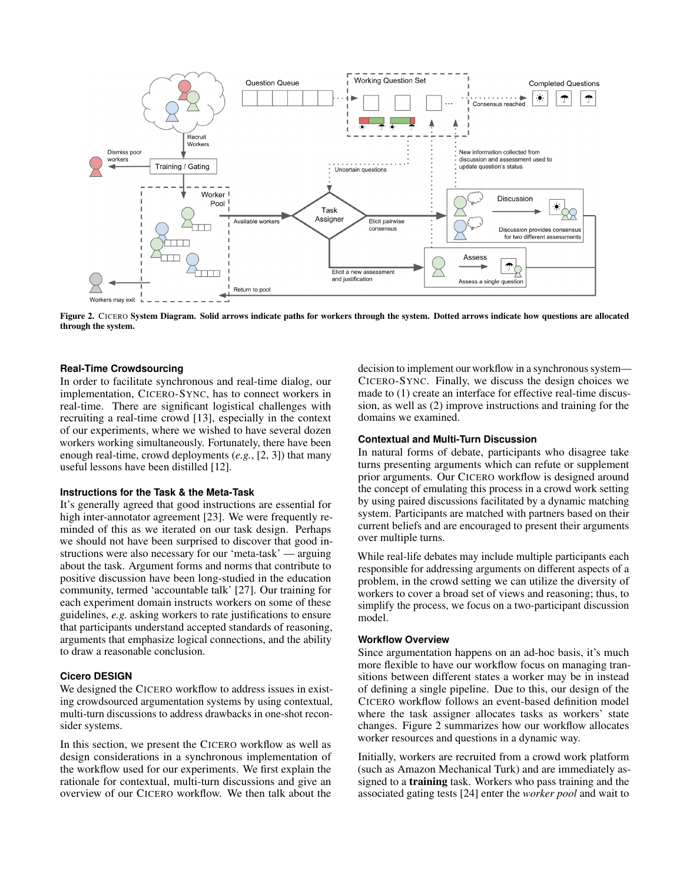Figure 2. CICERO System Diagram. Solid arrows indicate paths for workers through the system. Dotted arrows indicate how questions are allocated through the system.

### Real-Time Crowdsourcing

In order to facilitate synchronous and real-time dialog, our implementation, CICERO-SYNC, has to connect workers in real-time. There are significant logistical challenges with recruiting a real-time crowd [13], especially in the context of our experiments, where we wished to have several dozen workers working simultaneously. Fortunately, there have been enough real-time, crowd deployments (*e.g.*, [2, 3]) that many useful lessons have been distilled [12].

### Instructions for the Task & the Meta-Task

It's generally agreed that good instructions are essential for high inter-annotator agreement [23]. We were frequently reminded of this as we iterated on our task design. Perhaps we should not have been surprised to discover that good instructions were also necessary for our 'meta-task' — arguing about the task. Argument forms and norms that contribute to positive discussion have been long-studied in the education community, termed 'accountable talk' [27]. Our training for each experiment domain instructs workers on some of these guidelines, *e.g.* asking workers to rate justifications to ensure that participants understand accepted standards of reasoning, arguments that emphasize logical connections, and the ability to draw a reasonable conclusion.

## Cicero DESIGN

We designed the CICERO workflow to address issues in existing crowdsourced argumentation systems by using contextual, multi-turn discussions to address drawbacks in one-shot reconsider systems.

In this section, we present the CICERO workflow as well as design considerations in a synchronous implementation of the workflow used for our experiments. We first explain the rationale for contextual, multi-turn discussions and give an overview of our CICERO workflow. We then talk about the decision to implement our workflow in a synchronous system—CICERO-SYNC. Finally, we discuss the design choices we made to (1) create an interface for effective real-time discussion, as well as (2) improve instructions and training for the domains we examined.

### Contextual and Multi-Turn Discussion

In natural forms of debate, participants who disagree take turns presenting arguments which can refute or supplement prior arguments. Our CICERO workflow is designed around the concept of emulating this process in a crowd work setting by using paired discussions facilitated by a dynamic matching system. Participants are matched with partners based on their current beliefs and are encouraged to present their arguments over multiple turns.

While real-life debates may include multiple participants each responsible for addressing arguments on different aspects of a problem, in the crowd setting we can utilize the diversity of workers to cover a broad set of views and reasoning; thus, to simplify the process, we focus on a two-participant discussion model.

### Workflow Overview

Since argumentation happens on an ad-hoc basis, it's much more flexible to have our workflow focus on managing transitions between different states a worker may be in instead of defining a single pipeline. Due to this, our design of the CICERO workflow follows an event-based definition model where the task assigner allocates tasks as workers' state changes. Figure 2 summarizes how our workflow allocates worker resources and questions in a dynamic way.

Initially, workers are recruited from a crowd work platform (such as Amazon Mechanical Turk) and are immediately assigned to a **training** task. Workers who pass training and the associated gating tests [24] enter the *worker pool* and wait to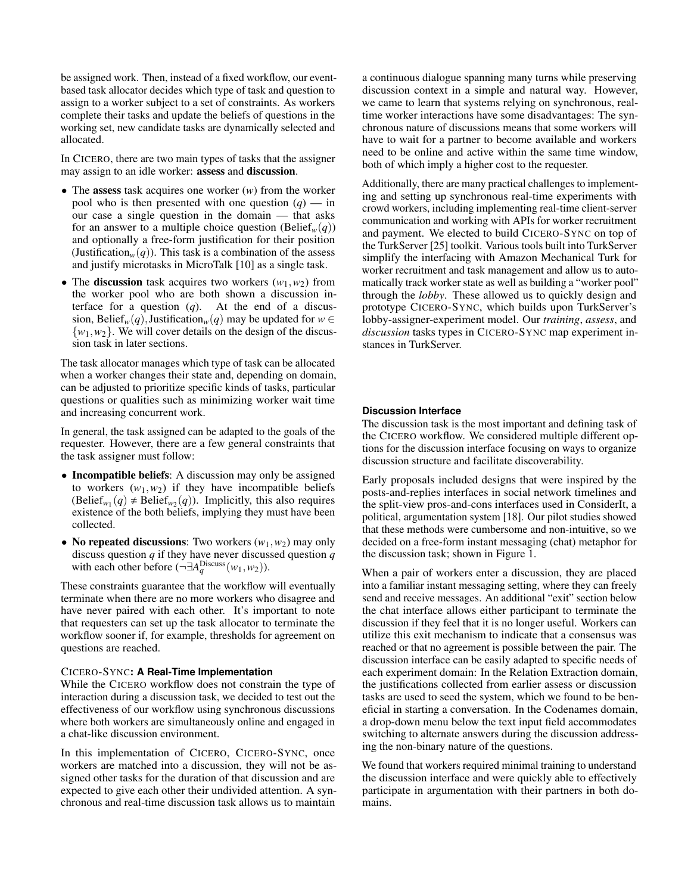be assigned work. Then, instead of a fixed workflow, our event-based task allocator decides which type of task and question to assign to a worker subject to a set of constraints. As workers complete their tasks and update the beliefs of questions in the working set, new candidate tasks are dynamically selected and allocated.

In CICERO, there are two main types of tasks that the assigner may assign to an idle worker: **assess** and **discussion**.

- The **assess** task acquires one worker ($w$) from the worker pool who is then presented with one question ($q$) — in our case a single question in the domain — that asks for an answer to a multiple choice question ($\text{Belief}_w(q)$) and optionally a free-form justification for their position ($\text{Justification}_w(q)$). This task is a combination of the assess and justify microtasks in MicroTalk [10] as a single task.
- The **discussion** task acquires two workers ($w_1, w_2$) from the worker pool who are both shown a discussion interface for a question ($q$). At the end of a discussion, $\text{Belief}_w(q), \text{Justification}_w(q)$ may be updated for $w \in \{w_1, w_2\}$. We will cover details on the design of the discussion task in later sections.

The task allocator manages which type of task can be allocated when a worker changes their state and, depending on domain, can be adjusted to prioritize specific kinds of tasks, particular questions or qualities such as minimizing worker wait time and increasing concurrent work.

In general, the task assigned can be adapted to the goals of the requester. However, there are a few general constraints that the task assigner must follow:

- **Incompatible beliefs**: A discussion may only be assigned to workers ($w_1, w_2$) if they have incompatible beliefs ($\text{Belief}_{w_1}(q) \neq \text{Belief}_{w_2}(q)$). Implicitly, this also requires existence of the both beliefs, implying they must have been collected.
- **No repeated discussions**: Two workers ($w_1, w_2$) may only discuss question $q$ if they have never discussed question $q$ with each other before ($\neg\exists A_q^{\text{Discuss}}(w_1, w_2)$).

These constraints guarantee that the workflow will eventually terminate when there are no more workers who disagree and have never paired with each other. It's important to note that requesters can set up the task allocator to terminate the workflow sooner if, for example, thresholds for agreement on questions are reached.

### CICERO-SYNC: A Real-Time Implementation

While the CICERO workflow does not constrain the type of interaction during a discussion task, we decided to test out the effectiveness of our workflow using synchronous discussions where both workers are simultaneously online and engaged in a chat-like discussion environment.

In this implementation of CICERO, CICERO-SYNC, once workers are matched into a discussion, they will not be assigned other tasks for the duration of that discussion and are expected to give each other their undivided attention. A synchronous and real-time discussion task allows us to maintain a continuous dialogue spanning many turns while preserving discussion context in a simple and natural way. However, we came to learn that systems relying on synchronous, real-time worker interactions have some disadvantages: The synchronous nature of discussions means that some workers will have to wait for a partner to become available and workers need to be online and active within the same time window, both of which imply a higher cost to the requester.

Additionally, there are many practical challenges to implementing and setting up synchronous real-time experiments with crowd workers, including implementing real-time client-server communication and working with APIs for worker recruitment and payment. We elected to build CICERO-SYNC on top of the TurkServer [25] toolkit. Various tools built into TurkServer simplify the interfacing with Amazon Mechanical Turk for worker recruitment and task management and allow us to automatically track worker state as well as building a "worker pool" through the *lobby*. These allowed us to quickly design and prototype CICERO-SYNC, which builds upon TurkServer's lobby-assigner-experiment model. Our *training*, *assess*, and *discussion* tasks types in CICERO-SYNC map experiment instances in TurkServer.

### Discussion Interface

The discussion task is the most important and defining task of the CICERO workflow. We considered multiple different options for the discussion interface focusing on ways to organize discussion structure and facilitate discoverability.

Early proposals included designs that were inspired by the posts-and-replies interfaces in social network timelines and the split-view pros-and-cons interfaces used in ConsiderIt, a political, argumentation system [18]. Our pilot studies showed that these methods were cumbersome and non-intuitive, so we decided on a free-form instant messaging (chat) metaphor for the discussion task; shown in Figure 1.

When a pair of workers enter a discussion, they are placed into a familiar instant messaging setting, where they can freely send and receive messages. An additional "exit" section below the chat interface allows either participant to terminate the discussion if they feel that it is no longer useful. Workers can utilize this exit mechanism to indicate that a consensus was reached or that no agreement is possible between the pair. The discussion interface can be easily adapted to specific needs of each experiment domain: In the Relation Extraction domain, the justifications collected from earlier assess or discussion tasks are used to seed the system, which we found to be beneficial in starting a conversation. In the Codenames domain, a drop-down menu below the text input field accommodates switching to alternate answers during the discussion addressing the non-binary nature of the questions.

We found that workers required minimal training to understand the discussion interface and were quickly able to effectively participate in argumentation with their partners in both domains.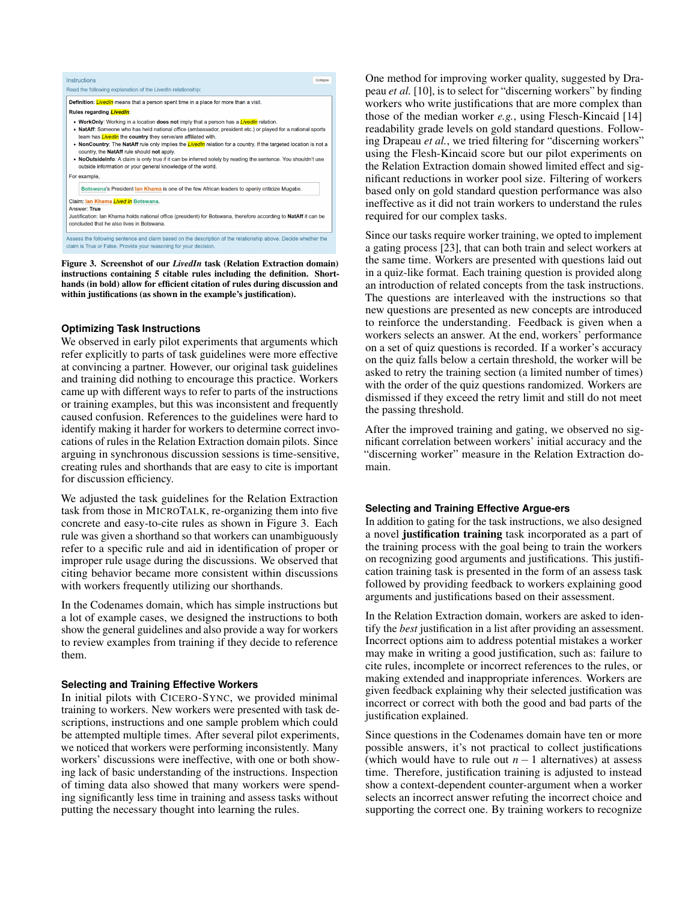Instructions

Read the following explanation of the LivedIn relationship:

**Definition:** *LivedIn* means that a person spent time in a place for more than a visit.

**Rules regarding *LivedIn*:**

- **WorkOnly**: Working in a location **does not** imply that a person has a *LivedIn* relation.
- **NatAff**: Someone who has held national office (ambassador, president etc.) or played for a national sports team has *LivedIn* the **country** they serve/are affiliated with.
- **NonCountry**: The **NatAff** rule only implies the *LivedIn* relation for a country. If the targeted location is not a country, the **NatAff** rule should **not** apply.
- **NoOutsideInfo**: A claim is only true if it can be inferred solely by reading the sentence. You shouldn't use outside information or your general knowledge of the world.

For example,

Botswana's President Ian Khama is one of the few African leaders to openly criticize Mugabe.

Claim: Ian Khama *Lived In* Botswana.
Answer: **True**
Justification: Ian Khama holds national office (president) for Botswana, therefore according to **NatAff** it can be concluded that he also lives in Botswana.

Assess the following sentence and claim based on the description of the relationship above. Decide whether the claim is True or False. Provide your reasoning for your decision.

**Figure 3. Screenshot of our *LivedIn* task (Relation Extraction domain) instructions containing 5 citable rules including the definition. Shorthands (in bold) allow for efficient citation of rules during discussion and within justifications (as shown in the example's justification).**

### Optimizing Task Instructions

We observed in early pilot experiments that arguments which refer explicitly to parts of task guidelines were more effective at convincing a partner. However, our original task guidelines and training did nothing to encourage this practice. Workers came up with different ways to refer to parts of the instructions or training examples, but this was inconsistent and frequently caused confusion. References to the guidelines were hard to identify making it harder for workers to determine correct invocations of rules in the Relation Extraction domain pilots. Since arguing in synchronous discussion sessions is time-sensitive, creating rules and shorthands that are easy to cite is important for discussion efficiency.

We adjusted the task guidelines for the Relation Extraction task from those in MICROTALK, re-organizing them into five concrete and easy-to-cite rules as shown in Figure 3. Each rule was given a shorthand so that workers can unambiguously refer to a specific rule and aid in identification of proper or improper rule usage during the discussions. We observed that citing behavior became more consistent within discussions with workers frequently utilizing our shorthands.

In the Codenames domain, which has simple instructions but a lot of example cases, we designed the instructions to both show the general guidelines and also provide a way for workers to review examples from training if they decide to reference them.

### Selecting and Training Effective Workers

In initial pilots with CICERO-SYNC, we provided minimal training to workers. New workers were presented with task descriptions, instructions and one sample problem which could be attempted multiple times. After several pilot experiments, we noticed that workers were performing inconsistently. Many workers' discussions were ineffective, with one or both showing lack of basic understanding of the instructions. Inspection of timing data also showed that many workers were spending significantly less time in training and assess tasks without putting the necessary thought into learning the rules.

One method for improving worker quality, suggested by Drapeau *et al.* [10], is to select for "discerning workers" by finding workers who write justifications that are more complex than those of the median worker *e.g.*, using Flesch-Kincaid [14] readability grade levels on gold standard questions. Following Drapeau *et al.*, we tried filtering for "discerning workers" using the Flesh-Kincaid score but our pilot experiments on the Relation Extraction domain showed limited effect and significant reductions in worker pool size. Filtering of workers based only on gold standard question performance was also ineffective as it did not train workers to understand the rules required for our complex tasks.

Since our tasks require worker training, we opted to implement a gating process [23], that can both train and select workers at the same time. Workers are presented with questions laid out in a quiz-like format. Each training question is provided along an introduction of related concepts from the task instructions. The questions are interleaved with the instructions so that new questions are presented as new concepts are introduced to reinforce the understanding. Feedback is given when a workers selects an answer. At the end, workers' performance on a set of quiz questions is recorded. If a worker's accuracy on the quiz falls below a certain threshold, the worker will be asked to retry the training section (a limited number of times) with the order of the quiz questions randomized. Workers are dismissed if they exceed the retry limit and still do not meet the passing threshold.

After the improved training and gating, we observed no significant correlation between workers' initial accuracy and the "discerning worker" measure in the Relation Extraction domain.

### Selecting and Training Effective Argue-ers

In addition to gating for the task instructions, we also designed a novel **justification training** task incorporated as a part of the training process with the goal being to train the workers on recognizing good arguments and justifications. This justification training task is presented in the form of an assess task followed by providing feedback to workers explaining good arguments and justifications based on their assessment.

In the Relation Extraction domain, workers are asked to identify the *best* justification in a list after providing an assessment. Incorrect options aim to address potential mistakes a worker may make in writing a good justification, such as: failure to cite rules, incomplete or incorrect references to the rules, or making extended and inappropriate inferences. Workers are given feedback explaining why their selected justification was incorrect or correct with both the good and bad parts of the justification explained.

Since questions in the Codenames domain have ten or more possible answers, it's not practical to collect justifications (which would have to rule out $n-1$ alternatives) at assess time. Therefore, justification training is adjusted to instead show a context-dependent counter-argument when a worker selects an incorrect answer refuting the incorrect choice and supporting the correct one. By training workers to recognize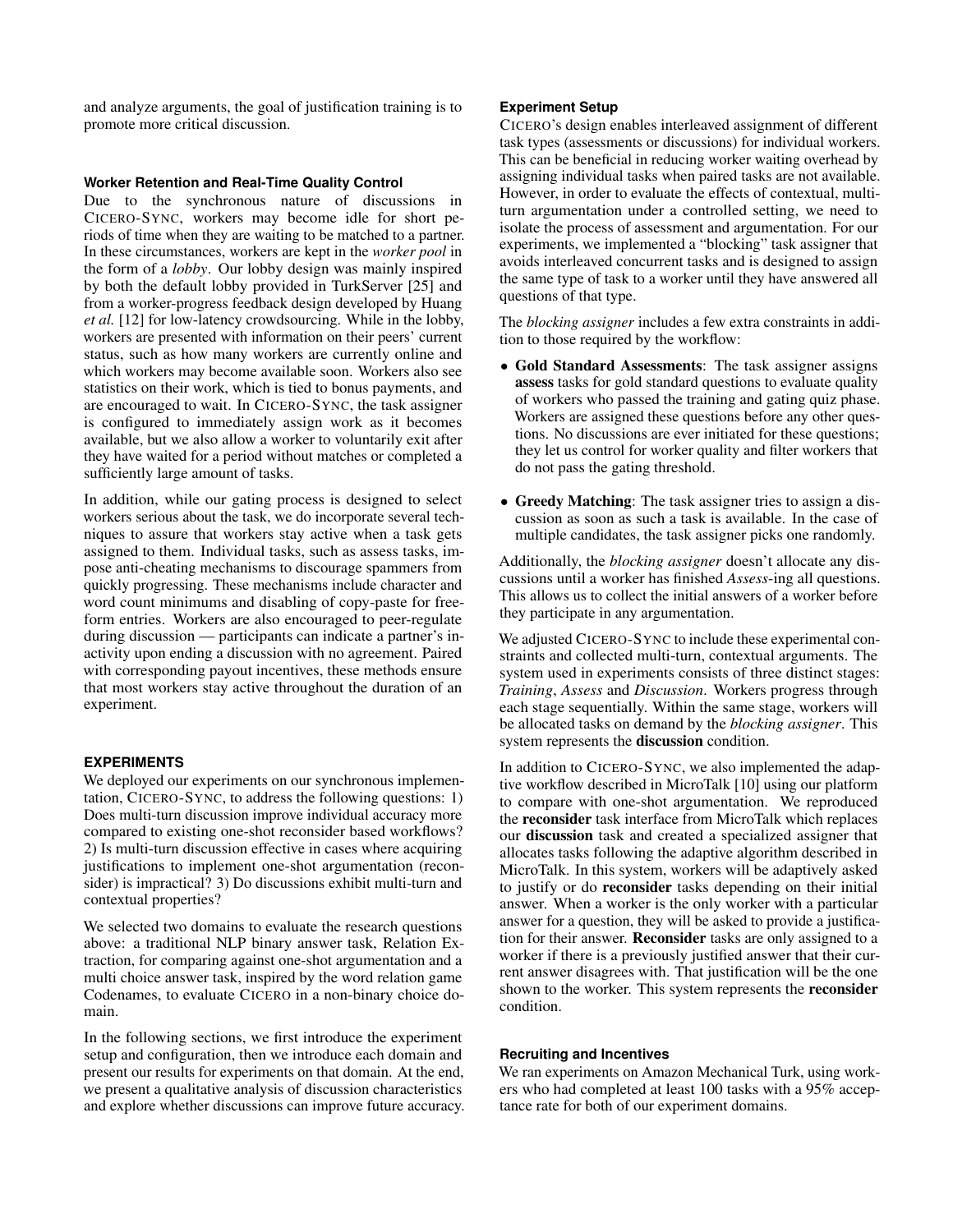and analyze arguments, the goal of justification training is to promote more critical discussion.

### Worker Retention and Real-Time Quality Control

Due to the synchronous nature of discussions in CICERO-SYNC, workers may become idle for short periods of time when they are waiting to be matched to a partner. In these circumstances, workers are kept in the *worker pool* in the form of a *lobby*. Our lobby design was mainly inspired by both the default lobby provided in TurkServer [25] and from a worker-progress feedback design developed by Huang *et al.* [12] for low-latency crowdsourcing. While in the lobby, workers are presented with information on their peers' current status, such as how many workers are currently online and which workers may become available soon. Workers also see statistics on their work, which is tied to bonus payments, and are encouraged to wait. In CICERO-SYNC, the task assigner is configured to immediately assign work as it becomes available, but we also allow a worker to voluntarily exit after they have waited for a period without matches or completed a sufficiently large amount of tasks.

In addition, while our gating process is designed to select workers serious about the task, we do incorporate several techniques to assure that workers stay active when a task gets assigned to them. Individual tasks, such as assess tasks, impose anti-cheating mechanisms to discourage spammers from quickly progressing. These mechanisms include character and word count minimums and disabling of copy-paste for free-form entries. Workers are also encouraged to peer-regulate during discussion — participants can indicate a partner's inactivity upon ending a discussion with no agreement. Paired with corresponding payout incentives, these methods ensure that most workers stay active throughout the duration of an experiment.

## EXPERIMENTS

We deployed our experiments on our synchronous implementation, CICERO-SYNC, to address the following questions: 1) Does multi-turn discussion improve individual accuracy more compared to existing one-shot reconsider based workflows? 2) Is multi-turn discussion effective in cases where acquiring justifications to implement one-shot argumentation (reconsider) is impractical? 3) Do discussions exhibit multi-turn and contextual properties?

We selected two domains to evaluate the research questions above: a traditional NLP binary answer task, Relation Extraction, for comparing against one-shot argumentation and a multi choice answer task, inspired by the word relation game Codenames, to evaluate CICERO in a non-binary choice domain.

In the following sections, we first introduce the experiment setup and configuration, then we introduce each domain and present our results for experiments on that domain. At the end, we present a qualitative analysis of discussion characteristics and explore whether discussions can improve future accuracy.

### Experiment Setup

CICERO's design enables interleaved assignment of different task types (assessments or discussions) for individual workers. This can be beneficial in reducing worker waiting overhead by assigning individual tasks when paired tasks are not available. However, in order to evaluate the effects of contextual, multi-turn argumentation under a controlled setting, we need to isolate the process of assessment and argumentation. For our experiments, we implemented a "blocking" task assigner that avoids interleaved concurrent tasks and is designed to assign the same type of task to a worker until they have answered all questions of that type.

The *blocking assigner* includes a few extra constraints in addition to those required by the workflow:

- **Gold Standard Assessments**: The task assigner assigns **assess** tasks for gold standard questions to evaluate quality of workers who passed the training and gating quiz phase. Workers are assigned these questions before any other questions. No discussions are ever initiated for these questions; they let us control for worker quality and filter workers that do not pass the gating threshold.
- **Greedy Matching**: The task assigner tries to assign a discussion as soon as such a task is available. In the case of multiple candidates, the task assigner picks one randomly.

Additionally, the *blocking assigner* doesn't allocate any discussions until a worker has finished *Assess*-ing all questions. This allows us to collect the initial answers of a worker before they participate in any argumentation.

We adjusted CICERO-SYNC to include these experimental constraints and collected multi-turn, contextual arguments. The system used in experiments consists of three distinct stages: *Training*, *Assess* and *Discussion*. Workers progress through each stage sequentially. Within the same stage, workers will be allocated tasks on demand by the *blocking assigner*. This system represents the **discussion** condition.

In addition to CICERO-SYNC, we also implemented the adaptive workflow described in MicroTalk [10] using our platform to compare with one-shot argumentation. We reproduced the **reconsider** task interface from MicroTalk which replaces our **discussion** task and created a specialized assigner that allocates tasks following the adaptive algorithm described in MicroTalk. In this system, workers will be adaptively asked to justify or do **reconsider** tasks depending on their initial answer. When a worker is the only worker with a particular answer for a question, they will be asked to provide a justification for their answer. **Reconsider** tasks are only assigned to a worker if there is a previously justified answer that their current answer disagrees with. That justification will be the one shown to the worker. This system represents the **reconsider** condition.

### Recruiting and Incentives

We ran experiments on Amazon Mechanical Turk, using workers who had completed at least 100 tasks with a 95% acceptance rate for both of our experiment domains.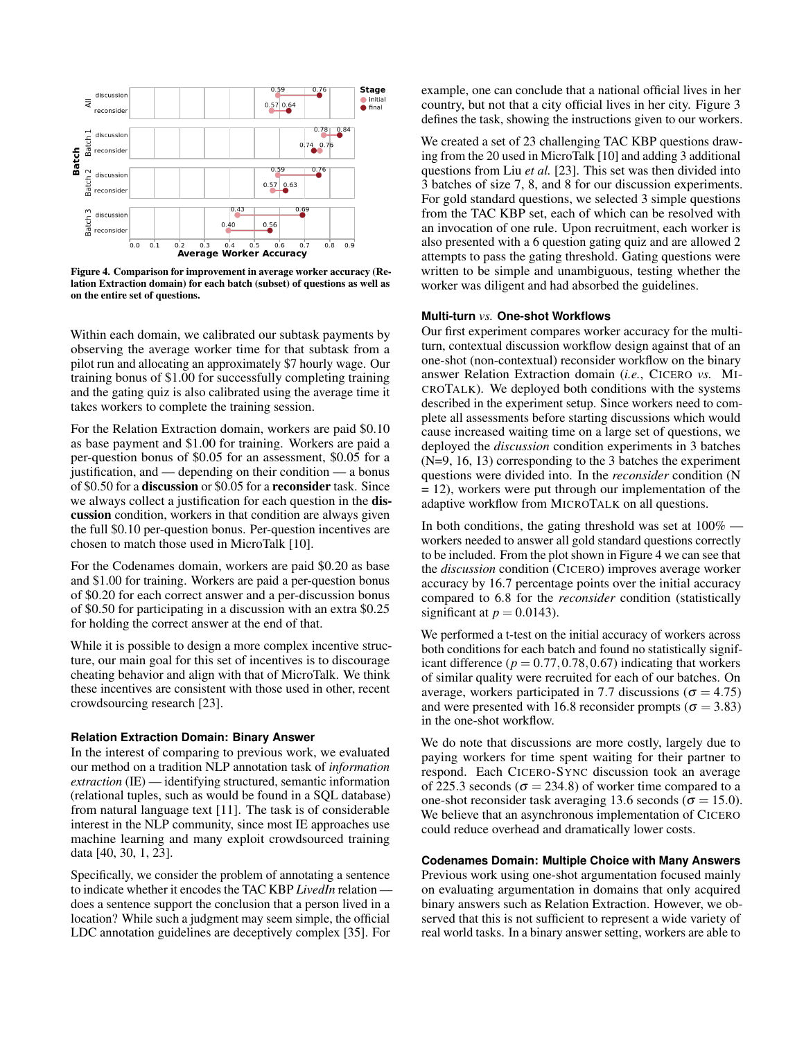Figure 4. Comparison for improvement in average worker accuracy (Relation Extraction domain) for each batch (subset) of questions as well as on the entire set of questions.

Within each domain, we calibrated our subtask payments by observing the average worker time for that subtask from a pilot run and allocating an approximately $7 hourly wage. Our training bonus of $1.00 for successfully completing training and the gating quiz is also calibrated using the average time it takes workers to complete the training session.

For the Relation Extraction domain, workers are paid $0.10 as base payment and $1.00 for training. Workers are paid a per-question bonus of $0.05 for an assessment, $0.05 for a justification, and — depending on their condition — a bonus of $0.50 for a **discussion** or $0.05 for a **reconsider** task. Since we always collect a justification for each question in the **discussion** condition, workers in that condition are always given the full $0.10 per-question bonus. Per-question incentives are chosen to match those used in MicroTalk [10].

For the Codenames domain, workers are paid $0.20 as base and $1.00 for training. Workers are paid a per-question bonus of $0.20 for each correct answer and a per-discussion bonus of $0.50 for participating in a discussion with an extra $0.25 for holding the correct answer at the end of that.

While it is possible to design a more complex incentive structure, our main goal for this set of incentives is to discourage cheating behavior and align with that of MicroTalk. We think these incentives are consistent with those used in other, recent crowdsourcing research [23].

### Relation Extraction Domain: Binary Answer

In the interest of comparing to previous work, we evaluated our method on a tradition NLP annotation task of *information extraction* (IE) — identifying structured, semantic information (relational tuples, such as would be found in a SQL database) from natural language text [11]. The task is of considerable interest in the NLP community, since most IE approaches use machine learning and many exploit crowdsourced training data [40, 30, 1, 23].

Specifically, we consider the problem of annotating a sentence to indicate whether it encodes the TAC KBP *LivedIn* relation — does a sentence support the conclusion that a person lived in a location? While such a judgment may seem simple, the official LDC annotation guidelines are deceptively complex [35]. For example, one can conclude that a national official lives in her country, but not that a city official lives in her city. Figure 3 defines the task, showing the instructions given to our workers.

We created a set of 23 challenging TAC KBP questions drawing from the 20 used in MicroTalk [10] and adding 3 additional questions from Liu *et al.* [23]. This set was then divided into 3 batches of size 7, 8, and 8 for our discussion experiments. For gold standard questions, we selected 3 simple questions from the TAC KBP set, each of which can be resolved with an invocation of one rule. Upon recruitment, each worker is also presented with a 6 question gating quiz and are allowed 2 attempts to pass the gating threshold. Gating questions were written to be simple and unambiguous, testing whether the worker was diligent and had absorbed the guidelines.

### Multi-turn *vs.* One-shot Workflows

Our first experiment compares worker accuracy for the multi-turn, contextual discussion workflow design against that of an one-shot (non-contextual) reconsider workflow on the binary answer Relation Extraction domain (*i.e.*, CICERO *vs.* MICROTALK). We deployed both conditions with the systems described in the experiment setup. Since workers need to complete all assessments before starting discussions which would cause increased waiting time on a large set of questions, we deployed the *discussion* condition experiments in 3 batches (N=9, 16, 13) corresponding to the 3 batches the experiment questions were divided into. In the *reconsider* condition (N = 12), workers were put through our implementation of the adaptive workflow from MICROTALK on all questions.

In both conditions, the gating threshold was set at 100% — workers needed to answer all gold standard questions correctly to be included. From the plot shown in Figure 4 we can see that the *discussion* condition (CICERO) improves average worker accuracy by 16.7 percentage points over the initial accuracy compared to 6.8 for the *reconsider* condition (statistically significant at $p = 0.0143$).

We performed a t-test on the initial accuracy of workers across both conditions for each batch and found no statistically significant difference ($p = 0.77, 0.78, 0.67$) indicating that workers of similar quality were recruited for each of our batches. On average, workers participated in 7.7 discussions ($\sigma = 4.75$) and were presented with 16.8 reconsider prompts ($\sigma = 3.83$) in the one-shot workflow.

We do note that discussions are more costly, largely due to paying workers for time spent waiting for their partner to respond. Each CICERO-SYNC discussion took an average of 225.3 seconds ($\sigma = 234.8$) of worker time compared to a one-shot reconsider task averaging 13.6 seconds ($\sigma = 15.0$). We believe that an asynchronous implementation of CICERO could reduce overhead and dramatically lower costs.

### Codenames Domain: Multiple Choice with Many Answers

Previous work using one-shot argumentation focused mainly on evaluating argumentation in domains that only acquired binary answers such as Relation Extraction. However, we observed that this is not sufficient to represent a wide variety of real world tasks. In a binary answer setting, workers are able to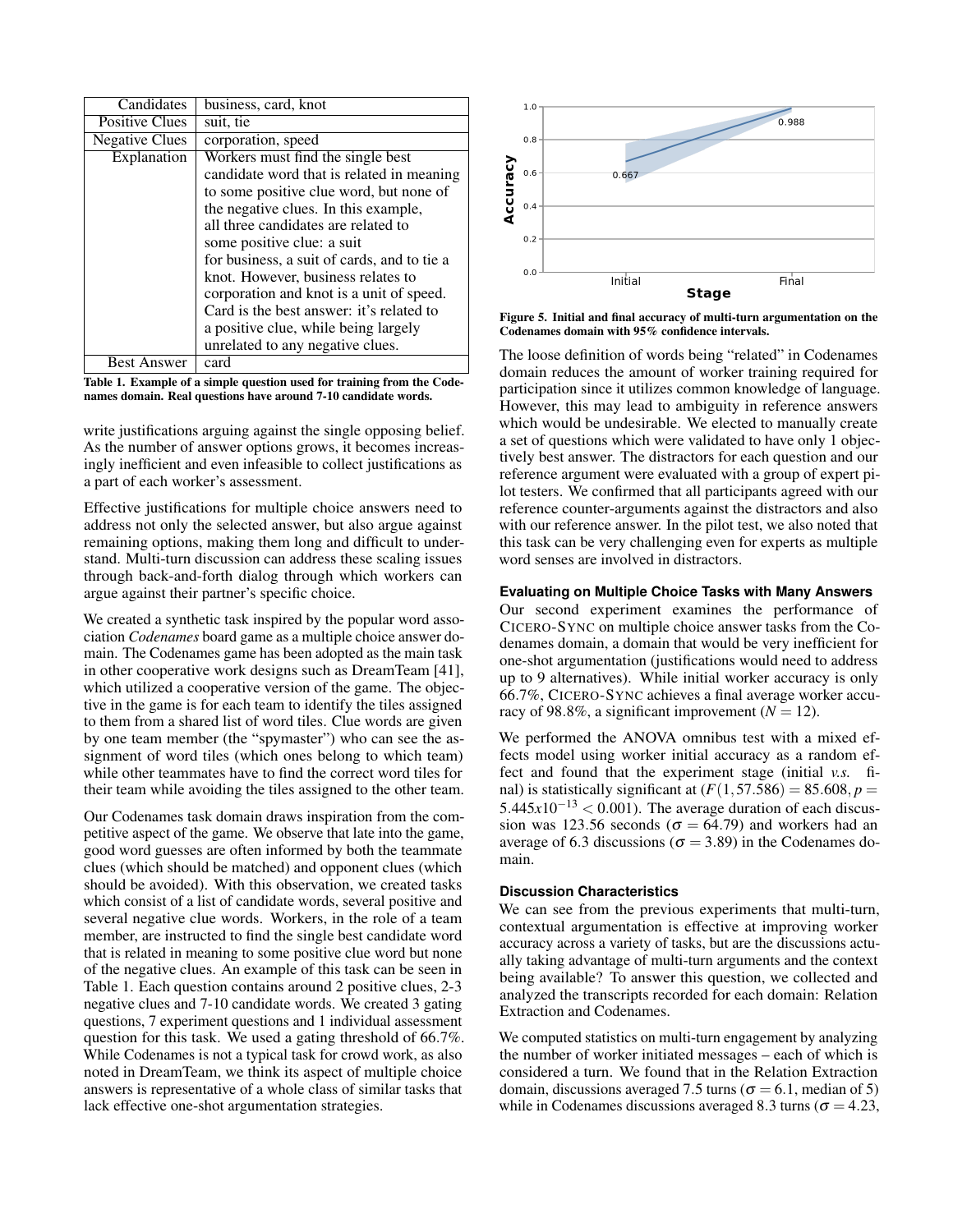| Candidates | business, card, knot |
|---|---|
| Positive Clues | suit, tie |
| Negative Clues | corporation, speed |
| Explanation | Workers must find the single best candidate word that is related in meaning to some positive clue word, but none of the negative clues. In this example, all three candidates are related to some positive clue: a suit for business, a suit of cards, and to tie a knot. However, business relates to corporation and knot is a unit of speed. Card is the best answer: it's related to a positive clue, while being largely unrelated to any negative clues. |
| Best Answer | card |

**Table 1. Example of a simple question used for training from the Codenames domain. Real questions have around 7-10 candidate words.**

write justifications arguing against the single opposing belief. As the number of answer options grows, it becomes increasingly inefficient and even infeasible to collect justifications as a part of each worker's assessment.

Effective justifications for multiple choice answers need to address not only the selected answer, but also argue against remaining options, making them long and difficult to understand. Multi-turn discussion can address these scaling issues through back-and-forth dialog through which workers can argue against their partner's specific choice.

We created a synthetic task inspired by the popular word association *Codenames* board game as a multiple choice answer domain. The Codenames game has been adopted as the main task in other cooperative work designs such as DreamTeam [41], which utilized a cooperative version of the game. The objective in the game is for each team to identify the tiles assigned to them from a shared list of word tiles. Clue words are given by one team member (the "spymaster") who can see the assignment of word tiles (which ones belong to which team) while other teammates have to find the correct word tiles for their team while avoiding the tiles assigned to the other team.

Our Codenames task domain draws inspiration from the competitive aspect of the game. We observe that late into the game, good word guesses are often informed by both the teammate clues (which should be matched) and opponent clues (which should be avoided). With this observation, we created tasks which consist of a list of candidate words, several positive and several negative clue words. Workers, in the role of a team member, are instructed to find the single best candidate word that is related in meaning to some positive clue word but none of the negative clues. An example of this task can be seen in Table 1. Each question contains around 2 positive clues, 2-3 negative clues and 7-10 candidate words. We created 3 gating questions, 7 experiment questions and 1 individual assessment question for this task. We used a gating threshold of 66.7%. While Codenames is not a typical task for crowd work, as also noted in DreamTeam, we think its aspect of multiple choice answers is representative of a whole class of similar tasks that lack effective one-shot argumentation strategies.

**Figure 5. Initial and final accuracy of multi-turn argumentation on the Codenames domain with 95% confidence intervals.**

The loose definition of words being "related" in Codenames domain reduces the amount of worker training required for participation since it utilizes common knowledge of language. However, this may lead to ambiguity in reference answers which would be undesirable. We elected to manually create a set of questions which were validated to have only 1 objectively best answer. The distractors for each question and our reference argument were evaluated with a group of expert pilot testers. We confirmed that all participants agreed with our reference counter-arguments against the distractors and also with our reference answer. In the pilot test, we also noted that this task can be very challenging even for experts as multiple word senses are involved in distractors.

#### Evaluating on Multiple Choice Tasks with Many Answers

Our second experiment examines the performance of CICERO-SYNC on multiple choice answer tasks from the Codenames domain, a domain that would be very inefficient for one-shot argumentation (justifications would need to address up to 9 alternatives). While initial worker accuracy is only 66.7%, CICERO-SYNC achieves a final average worker accuracy of 98.8%, a significant improvement ($N = 12$).

We performed the ANOVA omnibus test with a mixed effects model using worker initial accuracy as a random effect and found that the experiment stage (initial *v.s.* final) is statistically significant at ($F(1, 57.586) = 85.608, p = 5.445x10^{-13} < 0.001$). The average duration of each discussion was 123.56 seconds ($\sigma = 64.79$) and workers had an average of 6.3 discussions ($\sigma = 3.89$) in the Codenames domain.

#### Discussion Characteristics

We can see from the previous experiments that multi-turn, contextual argumentation is effective at improving worker accuracy across a variety of tasks, but are the discussions actually taking advantage of multi-turn arguments and the context being available? To answer this question, we collected and analyzed the transcripts recorded for each domain: Relation Extraction and Codenames.

We computed statistics on multi-turn engagement by analyzing the number of worker initiated messages – each of which is considered a turn. We found that in the Relation Extraction domain, discussions averaged 7.5 turns ($\sigma = 6.1$, median of 5) while in Codenames discussions averaged 8.3 turns ($\sigma = 4.23$,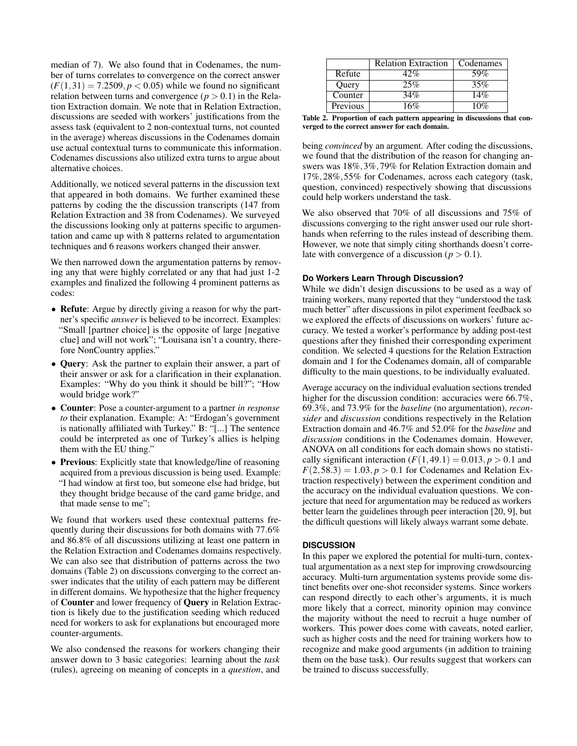median of 7). We also found that in Codenames, the number of turns correlates to convergence on the correct answer ($F(1,31) = 7.2509, p < 0.05$) while we found no significant relation between turns and convergence ($p > 0.1$) in the Relation Extraction domain. We note that in Relation Extraction, discussions are seeded with workers' justifications from the assess task (equivalent to 2 non-contextual turns, not counted in the average) whereas discussions in the Codenames domain use actual contextual turns to communicate this information. Codenames discussions also utilized extra turns to argue about alternative choices.

Additionally, we noticed several patterns in the discussion text that appeared in both domains. We further examined these patterns by coding the the discussion transcripts (147 from Relation Extraction and 38 from Codenames). We surveyed the discussions looking only at patterns specific to argumentation and came up with 8 patterns related to argumentation techniques and 6 reasons workers changed their answer.

We then narrowed down the argumentation patterns by removing any that were highly correlated or any that had just 1-2 examples and finalized the following 4 prominent patterns as codes:

- **Refute**: Argue by directly giving a reason for why the partner's specific *answer* is believed to be incorrect. Examples: "Small [partner choice] is the opposite of large [negative clue] and will not work"; "Louisana isn't a country, therefore NonCountry applies."
- **Query**: Ask the partner to explain their answer, a part of their answer or ask for a clarification in their explanation. Examples: "Why do you think it should be bill?"; "How would bridge work?"
- **Counter**: Pose a counter-argument to a partner *in response to* their explanation. Example: A: "Erdogan's government is nationally affiliated with Turkey." B: "[...] The sentence could be interpreted as one of Turkey's allies is helping them with the EU thing."
- **Previous**: Explicitly state that knowledge/line of reasoning acquired from a previous discussion is being used. Example: "I had window at first too, but someone else had bridge, but they thought bridge because of the card game bridge, and that made sense to me";

We found that workers used these contextual patterns frequently during their discussions for both domains with 77.6% and 86.8% of all discussions utilizing at least one pattern in the Relation Extraction and Codenames domains respectively. We can also see that distribution of patterns across the two domains (Table 2) on discussions converging to the correct answer indicates that the utility of each pattern may be different in different domains. We hypothesize that the higher frequency of **Counter** and lower frequency of **Query** in Relation Extraction is likely due to the justification seeding which reduced need for workers to ask for explanations but encouraged more counter-arguments.

We also condensed the reasons for workers changing their answer down to 3 basic categories: learning about the *task* (rules), agreeing on meaning of concepts in a *question*, and being *convinced* by an argument. After coding the discussions, we found that the distribution of the reason for changing answers was 18%, 3%, 79% for Relation Extraction domain and 17%, 28%, 55% for Codenames, across each category (task, question, convinced) respectively showing that discussions could help workers understand the task.

| | Relation Extraction | Codenames |
|---|---|---|
| Refute | 42% | 59% |
| Query | 25% | 35% |
| Counter | 34% | 14% |
| Previous | 16% | 10% |

**Table 2. Proportion of each pattern appearing in discussions that converged to the correct answer for each domain.**

We also observed that 70% of all discussions and 75% of discussions converging to the right answer used our rule shorthands when referring to the rules instead of describing them. However, we note that simply citing shorthands doesn't correlate with convergence of a discussion ($p > 0.1$).

#### Do Workers Learn Through Discussion?

While we didn't design discussions to be used as a way of training workers, many reported that they "understood the task much better" after discussions in pilot experiment feedback so we explored the effects of discussions on workers' future accuracy. We tested a worker's performance by adding post-test questions after they finished their corresponding experiment condition. We selected 4 questions for the Relation Extraction domain and 1 for the Codenames domain, all of comparable difficulty to the main questions, to be individually evaluated.

Average accuracy on the individual evaluation sections trended higher for the discussion condition: accuracies were 66.7%, 69.3%, and 73.9% for the *baseline* (no argumentation), *reconsider* and *discussion* conditions respectively in the Relation Extraction domain and 46.7% and 52.0% for the *baseline* and *discussion* conditions in the Codenames domain. However, ANOVA on all conditions for each domain shows no statistically significant interaction ($F(1,49.1) = 0.013, p > 0.1$ and $F(2,58.3) = 1.03, p > 0.1$ for Codenames and Relation Extraction respectively) between the experiment condition and the accuracy on the individual evaluation questions. We conjecture that need for argumentation may be reduced as workers better learn the guidelines through peer interaction [20, 9], but the difficult questions will likely always warrant some debate.

### DISCUSSION

In this paper we explored the potential for multi-turn, contextual argumentation as a next step for improving crowdsourcing accuracy. Multi-turn argumentation systems provide some distinct benefits over one-shot reconsider systems. Since workers can respond directly to each other's arguments, it is much more likely that a correct, minority opinion may convince the majority without the need to recruit a huge number of workers. This power does come with caveats, noted earlier, such as higher costs and the need for training workers how to recognize and make good arguments (in addition to training them on the base task). Our results suggest that workers can be trained to discuss successfully.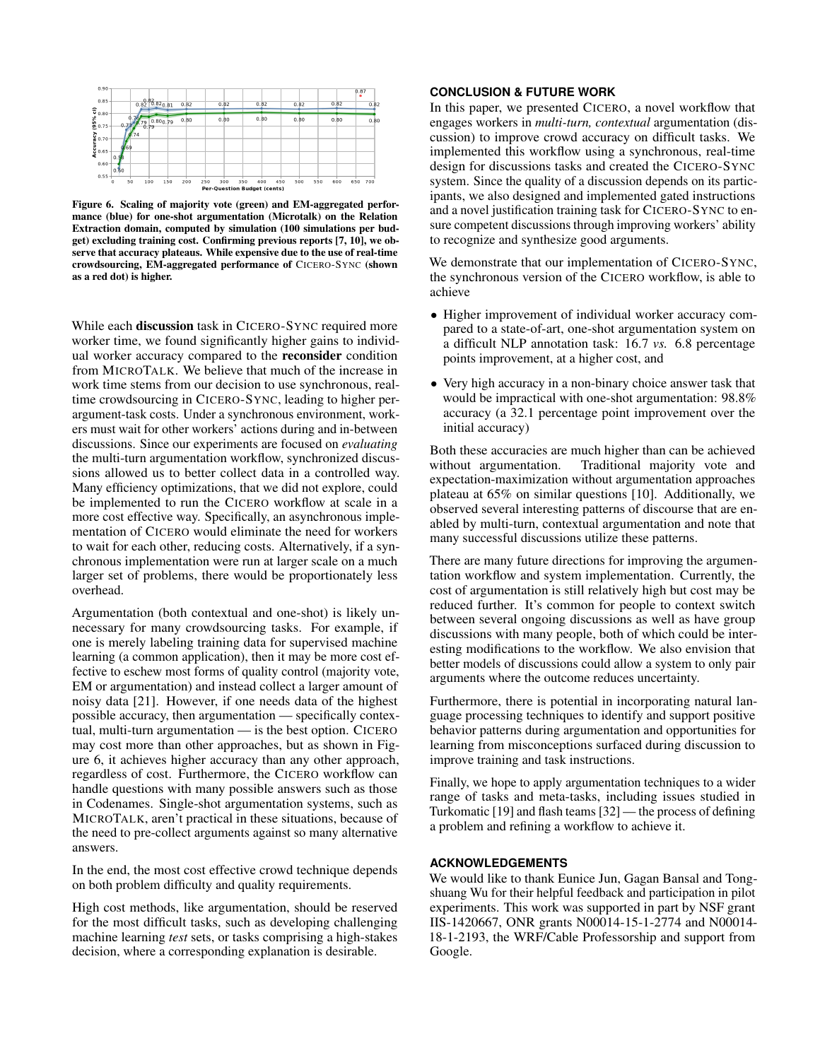Figure 6. Scaling of majority vote (green) and EM-aggregated performance (blue) for one-shot argumentation (Microtalk) on the Relation Extraction domain, computed by simulation (100 simulations per budget) excluding training cost. Confirming previous reports [7, 10], we observe that accuracy plateaus. While expensive due to the use of real-time crowdsourcing, EM-aggregated performance of CICERO-SYNC (shown as a red dot) is higher.

While each **discussion** task in CICERO-SYNC required more worker time, we found significantly higher gains to individual worker accuracy compared to the **reconsider** condition from MICROTALK. We believe that much of the increase in work time stems from our decision to use synchronous, real-time crowdsourcing in CICERO-SYNC, leading to higher per-argument-task costs. Under a synchronous environment, workers must wait for other workers' actions during and in-between discussions. Since our experiments are focused on *evaluating* the multi-turn argumentation workflow, synchronized discussions allowed us to better collect data in a controlled way. Many efficiency optimizations, that we did not explore, could be implemented to run the CICERO workflow at scale in a more cost effective way. Specifically, an asynchronous implementation of CICERO would eliminate the need for workers to wait for each other, reducing costs. Alternatively, if a synchronous implementation were run at larger scale on a much larger set of problems, there would be proportionately less overhead.

Argumentation (both contextual and one-shot) is likely unnecessary for many crowdsourcing tasks. For example, if one is merely labeling training data for supervised machine learning (a common application), then it may be more cost effective to eschew most forms of quality control (majority vote, EM or argumentation) and instead collect a larger amount of noisy data [21]. However, if one needs data of the highest possible accuracy, then argumentation — specifically contextual, multi-turn argumentation — is the best option. CICERO may cost more than other approaches, but as shown in Figure 6, it achieves higher accuracy than any other approach, regardless of cost. Furthermore, the CICERO workflow can handle questions with many possible answers such as those in Codenames. Single-shot argumentation systems, such as MICROTALK, aren't practical in these situations, because of the need to pre-collect arguments against so many alternative answers.

In the end, the most cost effective crowd technique depends on both problem difficulty and quality requirements.

High cost methods, like argumentation, should be reserved for the most difficult tasks, such as developing challenging machine learning *test* sets, or tasks comprising a high-stakes decision, where a corresponding explanation is desirable.

## CONCLUSION & FUTURE WORK

In this paper, we presented CICERO, a novel workflow that engages workers in *multi-turn, contextual* argumentation (discussion) to improve crowd accuracy on difficult tasks. We implemented this workflow using a synchronous, real-time design for discussions tasks and created the CICERO-SYNC system. Since the quality of a discussion depends on its participants, we also designed and implemented gated instructions and a novel justification training task for CICERO-SYNC to ensure competent discussions through improving workers' ability to recognize and synthesize good arguments.

We demonstrate that our implementation of CICERO-SYNC, the synchronous version of the CICERO workflow, is able to achieve

- Higher improvement of individual worker accuracy compared to a state-of-art, one-shot argumentation system on a difficult NLP annotation task: 16.7 *vs.* 6.8 percentage points improvement, at a higher cost, and
- Very high accuracy in a non-binary choice answer task that would be impractical with one-shot argumentation: 98.8% accuracy (a 32.1 percentage point improvement over the initial accuracy)

Both these accuracies are much higher than can be achieved without argumentation. Traditional majority vote and expectation-maximization without argumentation approaches plateau at 65% on similar questions [10]. Additionally, we observed several interesting patterns of discourse that are enabled by multi-turn, contextual argumentation and note that many successful discussions utilize these patterns.

There are many future directions for improving the argumentation workflow and system implementation. Currently, the cost of argumentation is still relatively high but cost may be reduced further. It's common for people to context switch between several ongoing discussions as well as have group discussions with many people, both of which could be interesting modifications to the workflow. We also envision that better models of discussions could allow a system to only pair arguments where the outcome reduces uncertainty.

Furthermore, there is potential in incorporating natural language processing techniques to identify and support positive behavior patterns during argumentation and opportunities for learning from misconceptions surfaced during discussion to improve training and task instructions.

Finally, we hope to apply argumentation techniques to a wider range of tasks and meta-tasks, including issues studied in Turkomatic [19] and flash teams [32] — the process of defining a problem and refining a workflow to achieve it.

## ACKNOWLEDGEMENTS

We would like to thank Eunice Jun, Gagan Bansal and Tongshuang Wu for their helpful feedback and participation in pilot experiments. This work was supported in part by NSF grant IIS-1420667, ONR grants N00014-15-1-2774 and N00014-18-1-2193, the WRF/Cable Professorship and support from Google.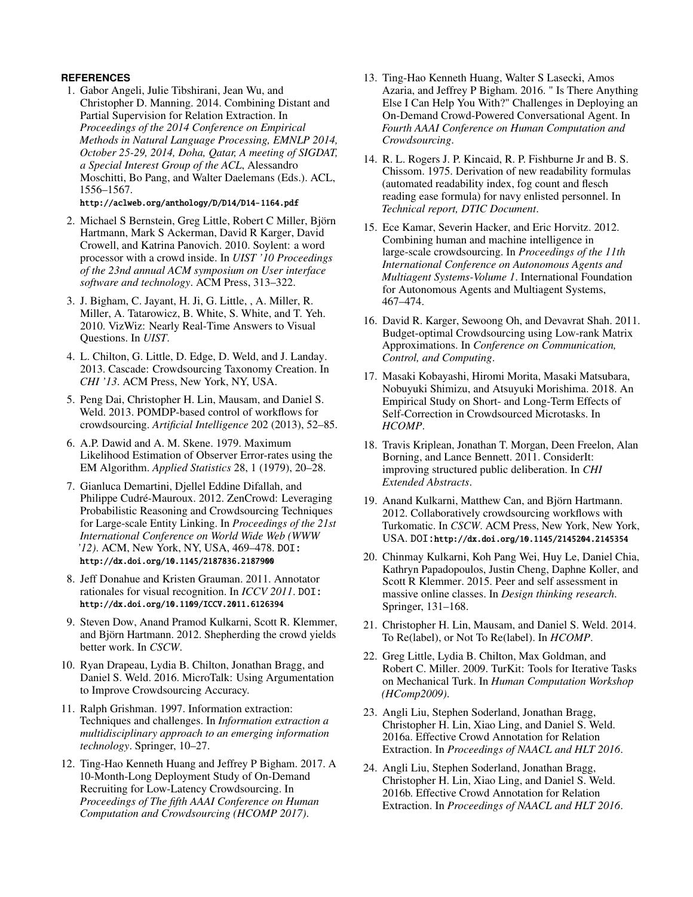## REFERENCES

1. Gabor Angeli, Julie Tibshirani, Jean Wu, and Christopher D. Manning. 2014. Combining Distant and Partial Supervision for Relation Extraction. In *Proceedings of the 2014 Conference on Empirical Methods in Natural Language Processing, EMNLP 2014, October 25-29, 2014, Doha, Qatar, A meeting of SIGDAT, a Special Interest Group of the ACL*, Alessandro Moschitti, Bo Pang, and Walter Daelemans (Eds.). ACL, 1556–1567. http://aclweb.org/anthology/D/D14/D14-1164.pdf
2. Michael S Bernstein, Greg Little, Robert C Miller, Björn Hartmann, Mark S Ackerman, David R Karger, David Crowell, and Katrina Panovich. 2010. Soylent: a word processor with a crowd inside. In *UIST '10 Proceedings of the 23nd annual ACM symposium on User interface software and technology*. ACM Press, 313–322.
3. J. Bigham, C. Jayant, H. Ji, G. Little, , A. Miller, R. Miller, A. Tatarowicz, B. White, S. White, and T. Yeh. 2010. VizWiz: Nearly Real-Time Answers to Visual Questions. In *UIST*.
4. L. Chilton, G. Little, D. Edge, D. Weld, and J. Landay. 2013. Cascade: Crowdsourcing Taxonomy Creation. In *CHI '13*. ACM Press, New York, NY, USA.
5. Peng Dai, Christopher H. Lin, Mausam, and Daniel S. Weld. 2013. POMDP-based control of workflows for crowdsourcing. *Artificial Intelligence* 202 (2013), 52–85.
6. A.P. Dawid and A. M. Skene. 1979. Maximum Likelihood Estimation of Observer Error-rates using the EM Algorithm. *Applied Statistics* 28, 1 (1979), 20–28.
7. Gianluca Demartini, Djellel Eddine Difallah, and Philippe Cudré-Mauroux. 2012. ZenCrowd: Leveraging Probabilistic Reasoning and Crowdsourcing Techniques for Large-scale Entity Linking. In *Proceedings of the 21st International Conference on World Wide Web (WWW '12)*. ACM, New York, NY, USA, 469–478. DOI: http://dx.doi.org/10.1145/2187836.2187900
8. Jeff Donahue and Kristen Grauman. 2011. Annotator rationales for visual recognition. In *ICCV 2011*. DOI: http://dx.doi.org/10.1109/ICCV.2011.6126394
9. Steven Dow, Anand Pramod Kulkarni, Scott R. Klemmer, and Björn Hartmann. 2012. Shepherding the crowd yields better work. In *CSCW*.
10. Ryan Drapeau, Lydia B. Chilton, Jonathan Bragg, and Daniel S. Weld. 2016. MicroTalk: Using Argumentation to Improve Crowdsourcing Accuracy.
11. Ralph Grishman. 1997. Information extraction: Techniques and challenges. In *Information extraction a multidisciplinary approach to an emerging information technology*. Springer, 10–27.
12. Ting-Hao Kenneth Huang and Jeffrey P Bigham. 2017. A 10-Month-Long Deployment Study of On-Demand Recruiting for Low-Latency Crowdsourcing. In *Proceedings of The fifth AAAI Conference on Human Computation and Crowdsourcing (HCOMP 2017)*.
13. Ting-Hao Kenneth Huang, Walter S Lasecki, Amos Azaria, and Jeffrey P Bigham. 2016. " Is There Anything Else I Can Help You With?" Challenges in Deploying an On-Demand Crowd-Powered Conversational Agent. In *Fourth AAAI Conference on Human Computation and Crowdsourcing*.
14. R. L. Rogers J. P. Kincaid, R. P. Fishburne Jr and B. S. Chissom. 1975. Derivation of new readability formulas (automated readability index, fog count and flesch reading ease formula) for navy enlisted personnel. In *Technical report, DTIC Document*.
15. Ece Kamar, Severin Hacker, and Eric Horvitz. 2012. Combining human and machine intelligence in large-scale crowdsourcing. In *Proceedings of the 11th International Conference on Autonomous Agents and Multiagent Systems-Volume 1*. International Foundation for Autonomous Agents and Multiagent Systems, 467–474.
16. David R. Karger, Sewoong Oh, and Devavrat Shah. 2011. Budget-optimal Crowdsourcing using Low-rank Matrix Approximations. In *Conference on Communication, Control, and Computing*.
17. Masaki Kobayashi, Hiromi Morita, Masaki Matsubara, Nobuyuki Shimizu, and Atsuyuki Morishima. 2018. An Empirical Study on Short- and Long-Term Effects of Self-Correction in Crowdsourced Microtasks. In *HCOMP*.
18. Travis Kriplean, Jonathan T. Morgan, Deen Freelon, Alan Borning, and Lance Bennett. 2011. ConsiderIt: improving structured public deliberation. In *CHI Extended Abstracts*.
19. Anand Kulkarni, Matthew Can, and Björn Hartmann. 2012. Collaboratively crowdsourcing workflows with Turkomatic. In *CSCW*. ACM Press, New York, New York, USA. DOI:http://dx.doi.org/10.1145/2145204.2145354
20. Chinmay Kulkarni, Koh Pang Wei, Huy Le, Daniel Chia, Kathryn Papadopoulos, Justin Cheng, Daphne Koller, and Scott R Klemmer. 2015. Peer and self assessment in massive online classes. In *Design thinking research*. Springer, 131–168.
21. Christopher H. Lin, Mausam, and Daniel S. Weld. 2014. To Re(label), or Not To Re(label). In *HCOMP*.
22. Greg Little, Lydia B. Chilton, Max Goldman, and Robert C. Miller. 2009. TurKit: Tools for Iterative Tasks on Mechanical Turk. In *Human Computation Workshop (HComp2009)*.
23. Angli Liu, Stephen Soderland, Jonathan Bragg, Christopher H. Lin, Xiao Ling, and Daniel S. Weld. 2016a. Effective Crowd Annotation for Relation Extraction. In *Proceedings of NAACL and HLT 2016*.
24. Angli Liu, Stephen Soderland, Jonathan Bragg, Christopher H. Lin, Xiao Ling, and Daniel S. Weld. 2016b. Effective Crowd Annotation for Relation Extraction. In *Proceedings of NAACL and HLT 2016*.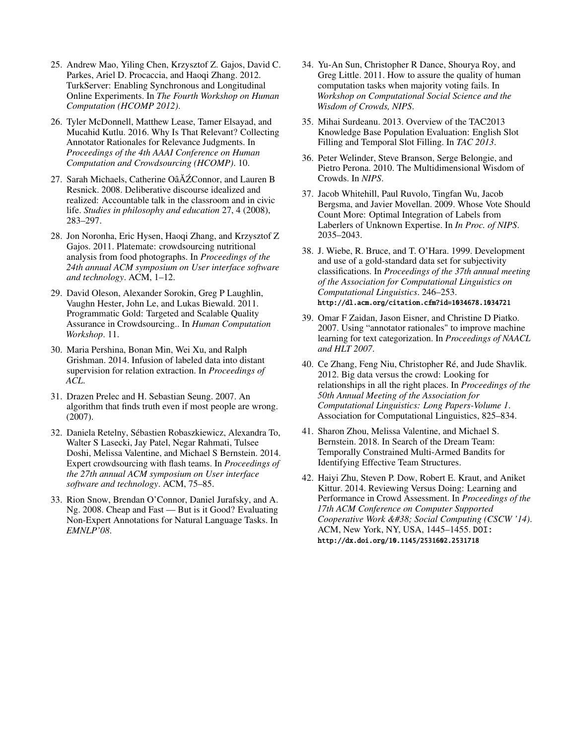25. Andrew Mao, Yiling Chen, Krzysztof Z. Gajos, David C. Parkes, Ariel D. Procaccia, and Haoqi Zhang. 2012. TurkServer: Enabling Synchronous and Longitudinal Online Experiments. In *The Fourth Workshop on Human Computation (HCOMP 2012)*.

26. Tyler McDonnell, Matthew Lease, Tamer Elsayad, and Mucahid Kutlu. 2016. Why Is That Relevant? Collecting Annotator Rationales for Relevance Judgments. In *Proceedings of the 4th AAAI Conference on Human Computation and Crowdsourcing (HCOMP)*. 10.

27. Sarah Michaels, Catherine OâĂŹConnor, and Lauren B Resnick. 2008. Deliberative discourse idealized and realized: Accountable talk in the classroom and in civic life. *Studies in philosophy and education* 27, 4 (2008), 283–297.

28. Jon Noronha, Eric Hysen, Haoqi Zhang, and Krzysztof Z Gajos. 2011. Platemate: crowdsourcing nutritional analysis from food photographs. In *Proceedings of the 24th annual ACM symposium on User interface software and technology*. ACM, 1–12.

29. David Oleson, Alexander Sorokin, Greg P Laughlin, Vaughn Hester, John Le, and Lukas Biewald. 2011. Programmatic Gold: Targeted and Scalable Quality Assurance in Crowdsourcing.. In *Human Computation Workshop*. 11.

30. Maria Pershina, Bonan Min, Wei Xu, and Ralph Grishman. 2014. Infusion of labeled data into distant supervision for relation extraction. In *Proceedings of ACL*.

31. Drazen Prelec and H. Sebastian Seung. 2007. An algorithm that finds truth even if most people are wrong. (2007).

32. Daniela Retelny, Sébastien Robaszkiewicz, Alexandra To, Walter S Lasecki, Jay Patel, Negar Rahmati, Tulsee Doshi, Melissa Valentine, and Michael S Bernstein. 2014. Expert crowdsourcing with flash teams. In *Proceedings of the 27th annual ACM symposium on User interface software and technology*. ACM, 75–85.

33. Rion Snow, Brendan O'Connor, Daniel Jurafsky, and A. Ng. 2008. Cheap and Fast — But is it Good? Evaluating Non-Expert Annotations for Natural Language Tasks. In *EMNLP'08*.

34. Yu-An Sun, Christopher R Dance, Shourya Roy, and Greg Little. 2011. How to assure the quality of human computation tasks when majority voting fails. In *Workshop on Computational Social Science and the Wisdom of Crowds, NIPS*.

35. Mihai Surdeanu. 2013. Overview of the TAC2013 Knowledge Base Population Evaluation: English Slot Filling and Temporal Slot Filling. In *TAC 2013*.

36. Peter Welinder, Steve Branson, Serge Belongie, and Pietro Perona. 2010. The Multidimensional Wisdom of Crowds. In *NIPS*.

37. Jacob Whitehill, Paul Ruvolo, Tingfan Wu, Jacob Bergsma, and Javier Movellan. 2009. Whose Vote Should Count More: Optimal Integration of Labels from Laberlers of Unknown Expertise. In *In Proc. of NIPS*. 2035–2043.

38. J. Wiebe, R. Bruce, and T. O'Hara. 1999. Development and use of a gold-standard data set for subjectivity classifications. In *Proceedings of the 37th annual meeting of the Association for Computational Linguistics on Computational Linguistics*. 246–253. http://dl.acm.org/citation.cfm?id=1034678.1034721

39. Omar F Zaidan, Jason Eisner, and Christine D Piatko. 2007. Using "annotator rationales" to improve machine learning for text categorization. In *Proceedings of NAACL and HLT 2007*.

40. Ce Zhang, Feng Niu, Christopher Ré, and Jude Shavlik. 2012. Big data versus the crowd: Looking for relationships in all the right places. In *Proceedings of the 50th Annual Meeting of the Association for Computational Linguistics: Long Papers-Volume 1*. Association for Computational Linguistics, 825–834.

41. Sharon Zhou, Melissa Valentine, and Michael S. Bernstein. 2018. In Search of the Dream Team: Temporally Constrained Multi-Armed Bandits for Identifying Effective Team Structures.

42. Haiyi Zhu, Steven P. Dow, Robert E. Kraut, and Aniket Kittur. 2014. Reviewing Versus Doing: Learning and Performance in Crowd Assessment. In *Proceedings of the 17th ACM Conference on Computer Supported Cooperative Work &#38; Social Computing (CSCW '14)*. ACM, New York, NY, USA, 1445–1455. DOI: http://dx.doi.org/10.1145/2531602.2531718